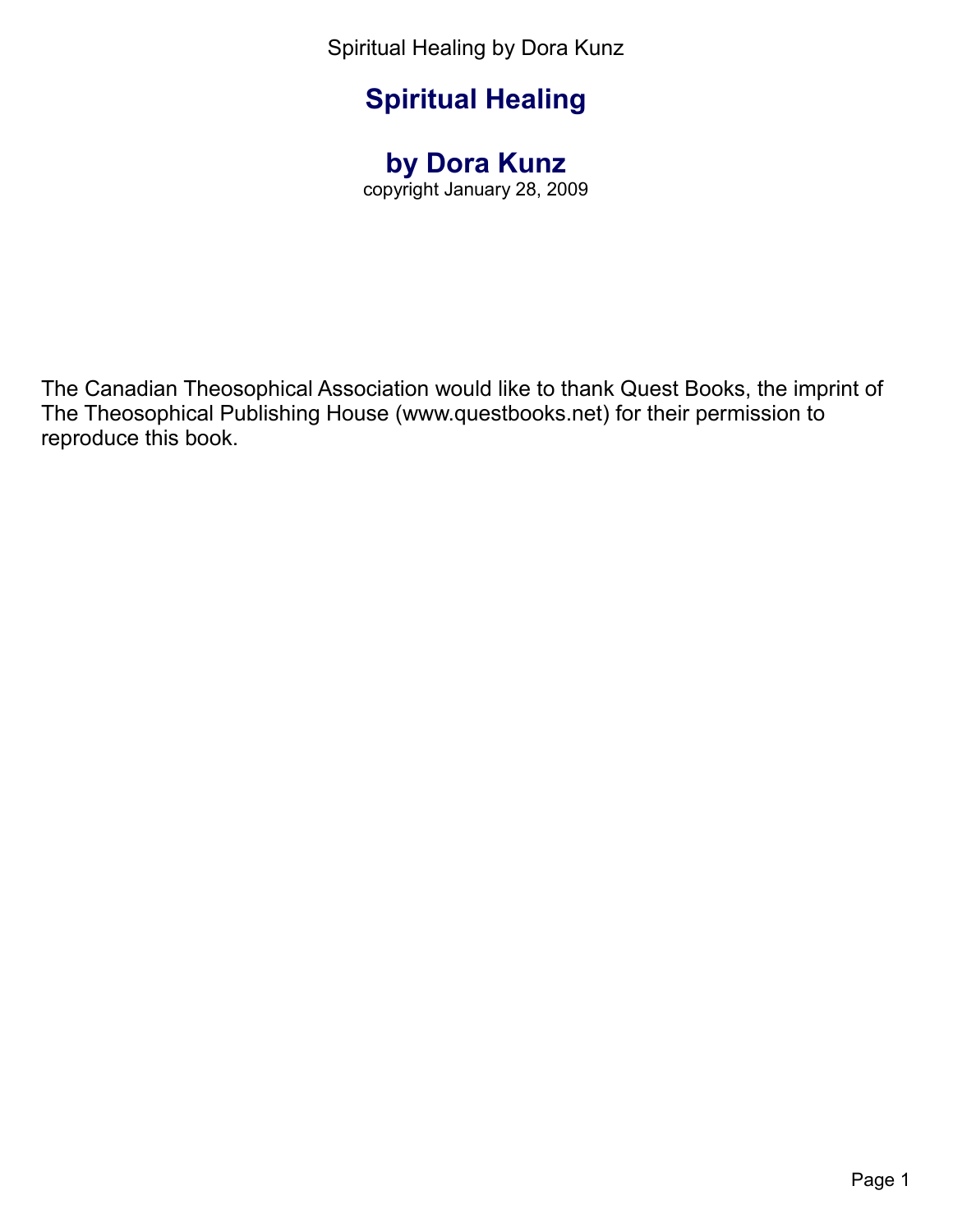# Spiritual Healing

## by Dora Kunz

copyright January 28, 2009

The Canadian Theosophical Association would like to thank Quest Books, the imprint of The Theosophical Publishing House (www.questbooks.net) for their permission to reproduce this book.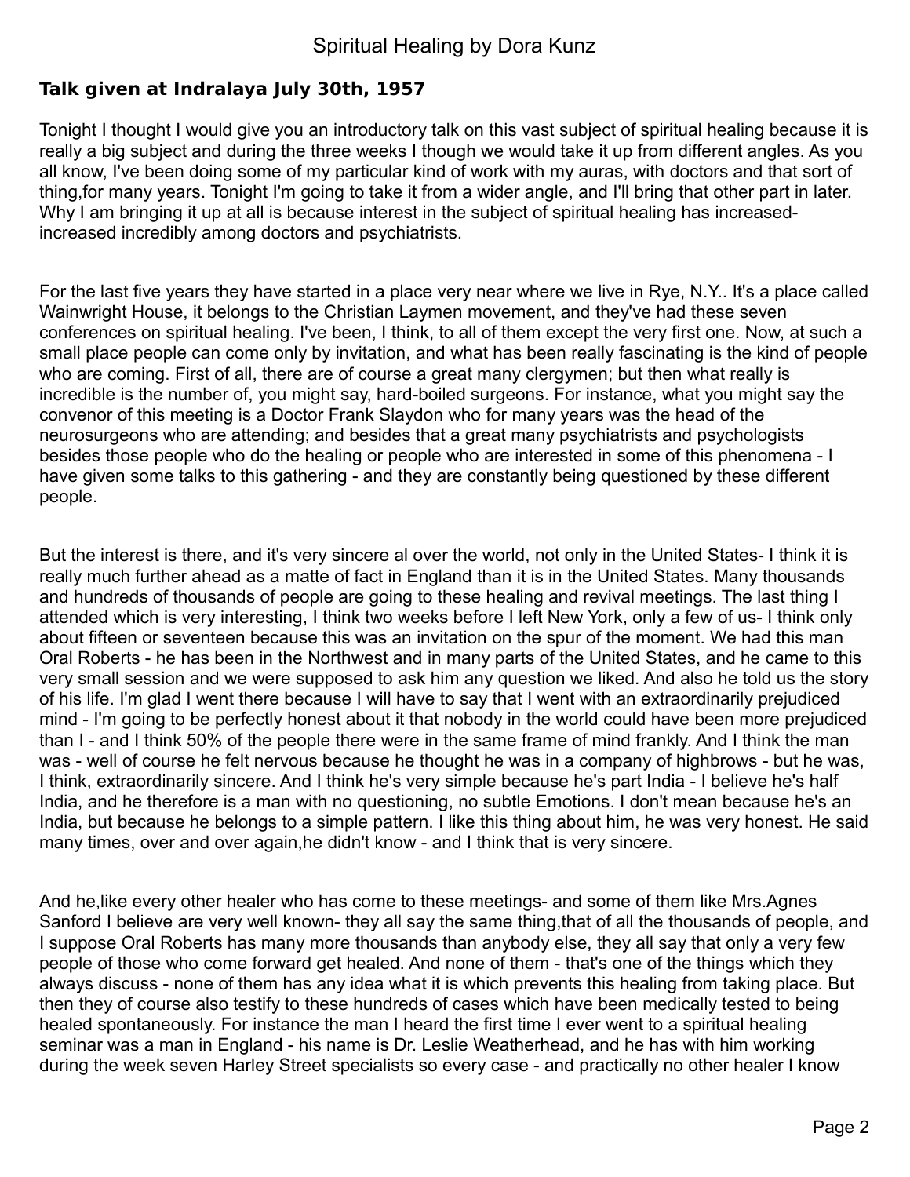## Talk given at Indralaya July 30th, 1957

Tonight I thought I would give you an introductory talk on this vast subject of spiritual healing because it is really a big subject and during the three weeks I though we would take it up from different angles. As you all know, I've been doing some of my particular kind of work with my auras, with doctors and that sort of thing,for many years. Tonight I'm going to take it from a wider angle, and I'll bring that other part in later. Why I am bringing it up at all is because interest in the subject of spiritual healing has increased-increased incredibly among doctors and psychiatrists.

For the last five years they have started in a place very near where we live in Rye, N.Y.. It's a place called Wainwright House, it belongs to the Christian Laymen movement, and they've had these seven conferences on spiritual healing. I've been, I think, to all of them except the very first one. Now, at such a small place people can come only by invitation, and what has been really fascinating is the kind of people who are coming. First of all, there are of course a great many clergymen; but then what really is incredible is the number of, you might say, hard-boiled surgeons. For instance, what you might say the convenor of this meeting is a Doctor Frank Slaydon who for many years was the head of the neurosurgeons who are attending; and besides that a great many psychiatrists and psychologists besides those people who do the healing or people who are interested in some of this phenomena - I have given some talks to this gathering - and they are constantly being questioned by these different people.

But the interest is there, and it's very sincere al over the world, not only in the United States- I think it is really much further ahead as a matte of fact in England than it is in the United States. Many thousands and hundreds of thousands of people are going to these healing and revival meetings. The last thing I attended which is very interesting, I think two weeks before I left New York, only a few of us- I think only about fifteen or seventeen because this was an invitation on the spur of the moment. We had this man Oral Roberts - he has been in the Northwest and in many parts of the United States, and he came to this very small session and we were supposed to ask him any question we liked. And also he told us the story of his life. I'm glad I went there because I will have to say that I went with an extraordinarily prejudiced mind - I'm going to be perfectly honest about it that nobody in the world could have been more prejudiced than I - and I think 50% of the people there were in the same frame of mind frankly. And I think the man was - well of course he felt nervous because he thought he was in a company of highbrows - but he was, I think, extraordinarily sincere. And I think he's very simple because he's part India - I believe he's half India, and he therefore is a man with no questioning, no subtle Emotions. I don't mean because he's an India, but because he belongs to a simple pattern. I like this thing about him, he was very honest. He said many times, over and over again,he didn't know - and I think that is very sincere.

And he,like every other healer who has come to these meetings- and some of them like Mrs.Agnes Sanford I believe are very well known- they all say the same thing,that of all the thousands of people, and I suppose Oral Roberts has many more thousands than anybody else, they all say that only a very few people of those who come forward get healed. And none of them - that's one of the things which they always discuss - none of them has any idea what it is which prevents this healing from taking place. But then they of course also testify to these hundreds of cases which have been medically tested to being healed spontaneously. For instance the man I heard the first time I ever went to a spiritual healing seminar was a man in England - his name is Dr. Leslie Weatherhead, and he has with him working during the week seven Harley Street specialists so every case - and practically no other healer I know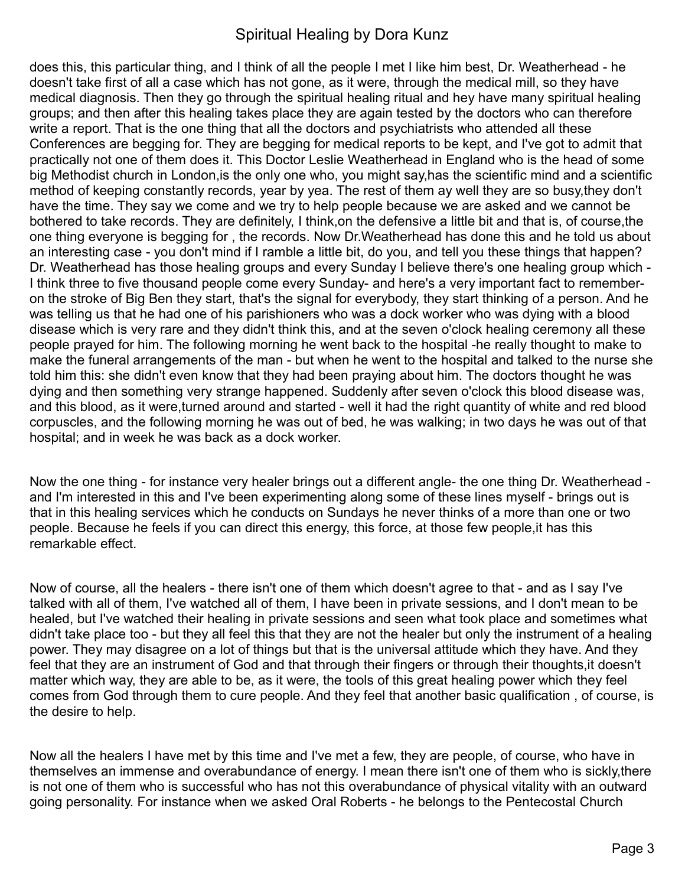does this, this particular thing, and I think of all the people I met I like him best, Dr. Weatherhead - he doesn't take first of all a case which has not gone, as it were, through the medical mill, so they have medical diagnosis. Then they go through the spiritual healing ritual and hey have many spiritual healing groups; and then after this healing takes place they are again tested by the doctors who can therefore write a report. That is the one thing that all the doctors and psychiatrists who attended all these Conferences are begging for. They are begging for medical reports to be kept, and I've got to admit that practically not one of them does it. This Doctor Leslie Weatherhead in England who is the head of some big Methodist church in London,is the only one who, you might say,has the scientific mind and a scientific method of keeping constantly records, year by yea. The rest of them ay well they are so busy,they don't have the time. They say we come and we try to help people because we are asked and we cannot be bothered to take records. They are definitely, I think,on the defensive a little bit and that is, of course,the one thing everyone is begging for , the records. Now Dr.Weatherhead has done this and he told us about an interesting case - you don't mind if I ramble a little bit, do you, and tell you these things that happen? Dr. Weatherhead has those healing groups and every Sunday I believe there's one healing group which - I think three to five thousand people come every Sunday- and here's a very important fact to remember- on the stroke of Big Ben they start, that's the signal for everybody, they start thinking of a person. And he was telling us that he had one of his parishioners who was a dock worker who was dying with a blood disease which is very rare and they didn't think this, and at the seven o'clock healing ceremony all these people prayed for him. The following morning he went back to the hospital -he really thought to make to make the funeral arrangements of the man - but when he went to the hospital and talked to the nurse she told him this: she didn't even know that they had been praying about him. The doctors thought he was dying and then something very strange happened. Suddenly after seven o'clock this blood disease was, and this blood, as it were,turned around and started - well it had the right quantity of white and red blood corpuscles, and the following morning he was out of bed, he was walking; in two days he was out of that hospital; and in week he was back as a dock worker.

Now the one thing - for instance very healer brings out a different angle- the one thing Dr. Weatherhead - and I'm interested in this and I've been experimenting along some of these lines myself - brings out is that in this healing services which he conducts on Sundays he never thinks of a more than one or two people. Because he feels if you can direct this energy, this force, at those few people,it has this remarkable effect.

Now of course, all the healers - there isn't one of them which doesn't agree to that - and as I say I've talked with all of them, I've watched all of them, I have been in private sessions, and I don't mean to be healed, but I've watched their healing in private sessions and seen what took place and sometimes what didn't take place too - but they all feel this that they are not the healer but only the instrument of a healing power. They may disagree on a lot of things but that is the universal attitude which they have. And they feel that they are an instrument of God and that through their fingers or through their thoughts,it doesn't matter which way, they are able to be, as it were, the tools of this great healing power which they feel comes from God through them to cure people. And they feel that another basic qualification , of course, is the desire to help.

Now all the healers I have met by this time and I've met a few, they are people, of course, who have in themselves an immense and overabundance of energy. I mean there isn't one of them who is sickly,there is not one of them who is successful who has not this overabundance of physical vitality with an outward going personality. For instance when we asked Oral Roberts - he belongs to the Pentecostal Church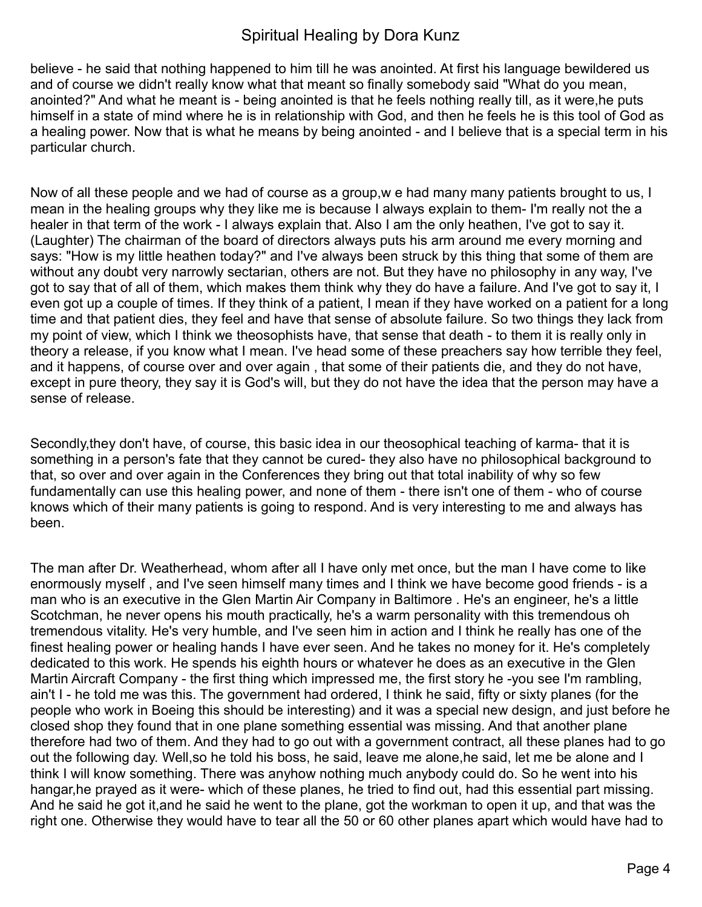believe - he said that nothing happened to him till he was anointed. At first his language bewildered us and of course we didn't really know what that meant so finally somebody said "What do you mean, anointed?" And what he meant is - being anointed is that he feels nothing really till, as it were,he puts himself in a state of mind where he is in relationship with God, and then he feels he is this tool of God as a healing power. Now that is what he means by being anointed - and I believe that is a special term in his particular church.

Now of all these people and we had of course as a group,w e had many many patients brought to us, I mean in the healing groups why they like me is because I always explain to them- I'm really not the a healer in that term of the work - I always explain that. Also I am the only heathen, I've got to say it. (Laughter) The chairman of the board of directors always puts his arm around me every morning and says: "How is my little heathen today?" and I've always been struck by this thing that some of them are without any doubt very narrowly sectarian, others are not. But they have no philosophy in any way, I've got to say that of all of them, which makes them think why they do have a failure. And I've got to say it, I even got up a couple of times. If they think of a patient, I mean if they have worked on a patient for a long time and that patient dies, they feel and have that sense of absolute failure. So two things they lack from my point of view, which I think we theosophists have, that sense that death - to them it is really only in theory a release, if you know what I mean. I've head some of these preachers say how terrible they feel, and it happens, of course over and over again , that some of their patients die, and they do not have, except in pure theory, they say it is God's will, but they do not have the idea that the person may have a sense of release.

Secondly,they don't have, of course, this basic idea in our theosophical teaching of karma- that it is something in a person's fate that they cannot be cured- they also have no philosophical background to that, so over and over again in the Conferences they bring out that total inability of why so few fundamentally can use this healing power, and none of them - there isn't one of them - who of course knows which of their many patients is going to respond. And is very interesting to me and always has been.

The man after Dr. Weatherhead, whom after all I have only met once, but the man I have come to like enormously myself , and I've seen himself many times and I think we have become good friends - is a man who is an executive in the Glen Martin Air Company in Baltimore . He's an engineer, he's a little Scotchman, he never opens his mouth practically, he's a warm personality with this tremendous oh tremendous vitality. He's very humble, and I've seen him in action and I think he really has one of the finest healing power or healing hands I have ever seen. And he takes no money for it. He's completely dedicated to this work. He spends his eighth hours or whatever he does as an executive in the Glen Martin Aircraft Company - the first thing which impressed me, the first story he -you see I'm rambling, ain't I - he told me was this. The government had ordered, I think he said, fifty or sixty planes (for the people who work in Boeing this should be interesting) and it was a special new design, and just before he closed shop they found that in one plane something essential was missing. And that another plane therefore had two of them. And they had to go out with a government contract, all these planes had to go out the following day. Well,so he told his boss, he said, leave me alone,he said, let me be alone and I think I will know something. There was anyhow nothing much anybody could do. So he went into his hangar,he prayed as it were- which of these planes, he tried to find out, had this essential part missing. And he said he got it,and he said he went to the plane, got the workman to open it up, and that was the right one. Otherwise they would have to tear all the 50 or 60 other planes apart which would have had to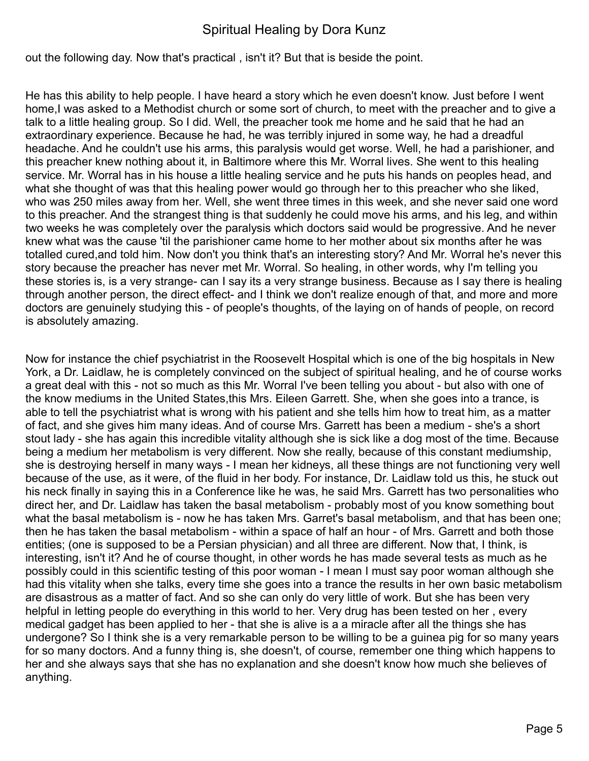out the following day. Now that's practical , isn't it? But that is beside the point.

He has this ability to help people. I have heard a story which he even doesn't know. Just before I went home,I was asked to a Methodist church or some sort of church, to meet with the preacher and to give a talk to a little healing group. So I did. Well, the preacher took me home and he said that he had an extraordinary experience. Because he had, he was terribly injured in some way, he had a dreadful headache. And he couldn't use his arms, this paralysis would get worse. Well, he had a parishioner, and this preacher knew nothing about it, in Baltimore where this Mr. Worral lives. She went to this healing service. Mr. Worral has in his house a little healing service and he puts his hands on peoples head, and what she thought of was that this healing power would go through her to this preacher who she liked, who was 250 miles away from her. Well, she went three times in this week, and she never said one word to this preacher. And the strangest thing is that suddenly he could move his arms, and his leg, and within two weeks he was completely over the paralysis which doctors said would be progressive. And he never knew what was the cause 'til the parishioner came home to her mother about six months after he was totalled cured,and told him. Now don't you think that's an interesting story? And Mr. Worral he's never this story because the preacher has never met Mr. Worral. So healing, in other words, why I'm telling you these stories is, is a very strange- can I say its a very strange business. Because as I say there is healing through another person, the direct effect- and I think we don't realize enough of that, and more and more doctors are genuinely studying this - of people's thoughts, of the laying on of hands of people, on record is absolutely amazing.

Now for instance the chief psychiatrist in the Roosevelt Hospital which is one of the big hospitals in New York, a Dr. Laidlaw, he is completely convinced on the subject of spiritual healing, and he of course works a great deal with this - not so much as this Mr. Worral I've been telling you about - but also with one of the know mediums in the United States,this Mrs. Eileen Garrett. She, when she goes into a trance, is able to tell the psychiatrist what is wrong with his patient and she tells him how to treat him, as a matter of fact, and she gives him many ideas. And of course Mrs. Garrett has been a medium - she's a short stout lady - she has again this incredible vitality although she is sick like a dog most of the time. Because being a medium her metabolism is very different. Now she really, because of this constant mediumship, she is destroying herself in many ways - I mean her kidneys, all these things are not functioning very well because of the use, as it were, of the fluid in her body. For instance, Dr. Laidlaw told us this, he stuck out his neck finally in saying this in a Conference like he was, he said Mrs. Garrett has two personalities who direct her, and Dr. Laidlaw has taken the basal metabolism - probably most of you know something bout what the basal metabolism is - now he has taken Mrs. Garret's basal metabolism, and that has been one; then he has taken the basal metabolism - within a space of half an hour - of Mrs. Garrett and both those entities; (one is supposed to be a Persian physician) and all three are different. Now that, I think, is interesting, isn't it? And he of course thought, in other words he has made several tests as much as he possibly could in this scientific testing of this poor woman - I mean I must say poor woman although she had this vitality when she talks, every time she goes into a trance the results in her own basic metabolism are disastrous as a matter of fact. And so she can only do very little of work. But she has been very helpful in letting people do everything in this world to her. Very drug has been tested on her , every medical gadget has been applied to her - that she is alive is a a miracle after all the things she has undergone? So I think she is a very remarkable person to be willing to be a guinea pig for so many years for so many doctors. And a funny thing is, she doesn't, of course, remember one thing which happens to her and she always says that she has no explanation and she doesn't know how much she believes of anything.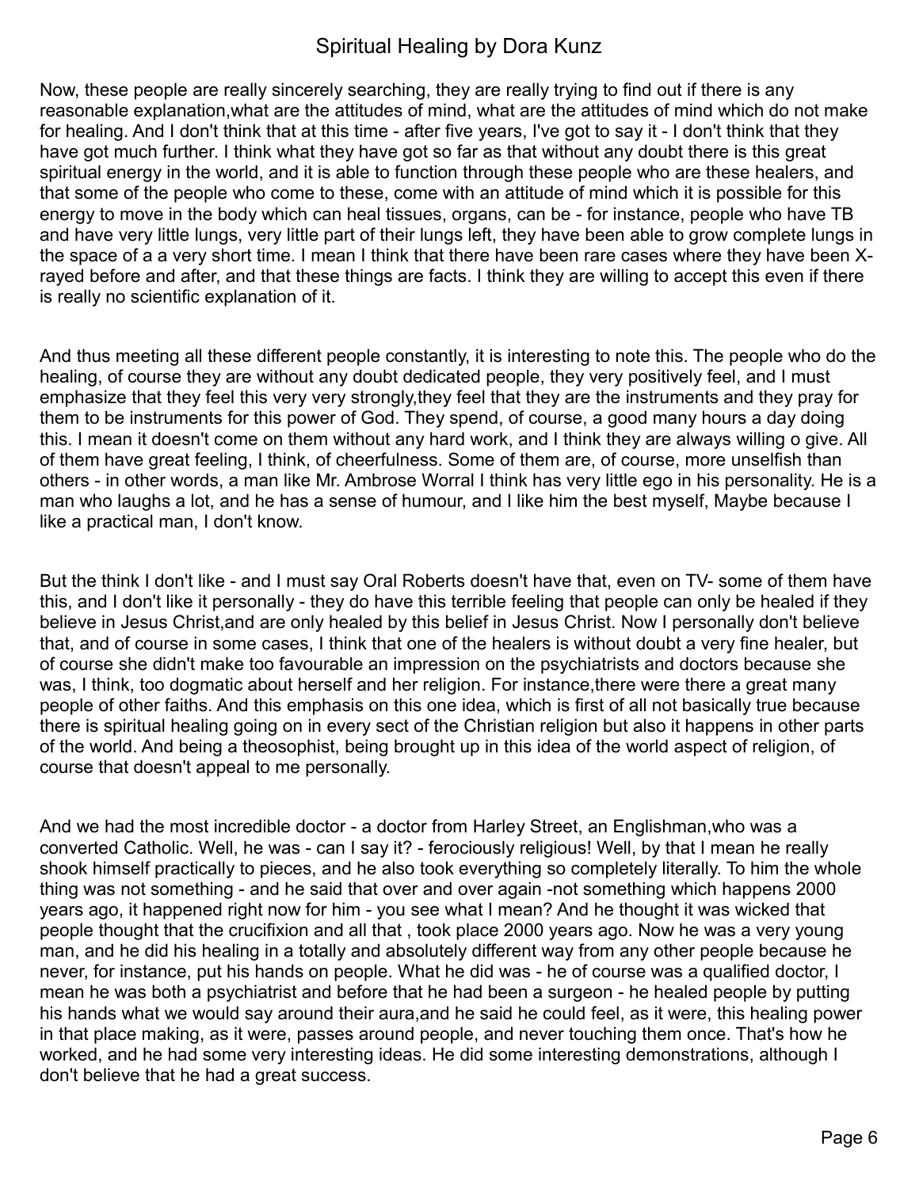Now, these people are really sincerely searching, they are really trying to find out if there is any reasonable explanation,what are the attitudes of mind, what are the attitudes of mind which do not make for healing. And I don't think that at this time - after five years, I've got to say it - I don't think that they have got much further. I think what they have got so far as that without any doubt there is this great spiritual energy in the world, and it is able to function through these people who are these healers, and that some of the people who come to these, come with an attitude of mind which it is possible for this energy to move in the body which can heal tissues, organs, can be - for instance, people who have TB and have very little lungs, very little part of their lungs left, they have been able to grow complete lungs in the space of a a very short time. I mean I think that there have been rare cases where they have been X-rayed before and after, and that these things are facts. I think they are willing to accept this even if there is really no scientific explanation of it.

And thus meeting all these different people constantly, it is interesting to note this. The people who do the healing, of course they are without any doubt dedicated people, they very positively feel, and I must emphasize that they feel this very very strongly,they feel that they are the instruments and they pray for them to be instruments for this power of God. They spend, of course, a good many hours a day doing this. I mean it doesn't come on them without any hard work, and I think they are always willing o give. All of them have great feeling, I think, of cheerfulness. Some of them are, of course, more unselfish than others - in other words, a man like Mr. Ambrose Worral I think has very little ego in his personality. He is a man who laughs a lot, and he has a sense of humour, and I like him the best myself, Maybe because I like a practical man, I don't know.

But the think I don't like - and I must say Oral Roberts doesn't have that, even on TV- some of them have this, and I don't like it personally - they do have this terrible feeling that people can only be healed if they believe in Jesus Christ,and are only healed by this belief in Jesus Christ. Now I personally don't believe that, and of course in some cases, I think that one of the healers is without doubt a very fine healer, but of course she didn't make too favourable an impression on the psychiatrists and doctors because she was, I think, too dogmatic about herself and her religion. For instance,there were there a great many people of other faiths. And this emphasis on this one idea, which is first of all not basically true because there is spiritual healing going on in every sect of the Christian religion but also it happens in other parts of the world. And being a theosophist, being brought up in this idea of the world aspect of religion, of course that doesn't appeal to me personally.

And we had the most incredible doctor - a doctor from Harley Street, an Englishman,who was a converted Catholic. Well, he was - can I say it? - ferociously religious! Well, by that I mean he really shook himself practically to pieces, and he also took everything so completely literally. To him the whole thing was not something - and he said that over and over again -not something which happens 2000 years ago, it happened right now for him - you see what I mean? And he thought it was wicked that people thought that the crucifixion and all that , took place 2000 years ago. Now he was a very young man, and he did his healing in a totally and absolutely different way from any other people because he never, for instance, put his hands on people. What he did was - he of course was a qualified doctor, I mean he was both a psychiatrist and before that he had been a surgeon - he healed people by putting his hands what we would say around their aura,and he said he could feel, as it were, this healing power in that place making, as it were, passes around people, and never touching them once. That's how he worked, and he had some very interesting ideas. He did some interesting demonstrations, although I don't believe that he had a great success.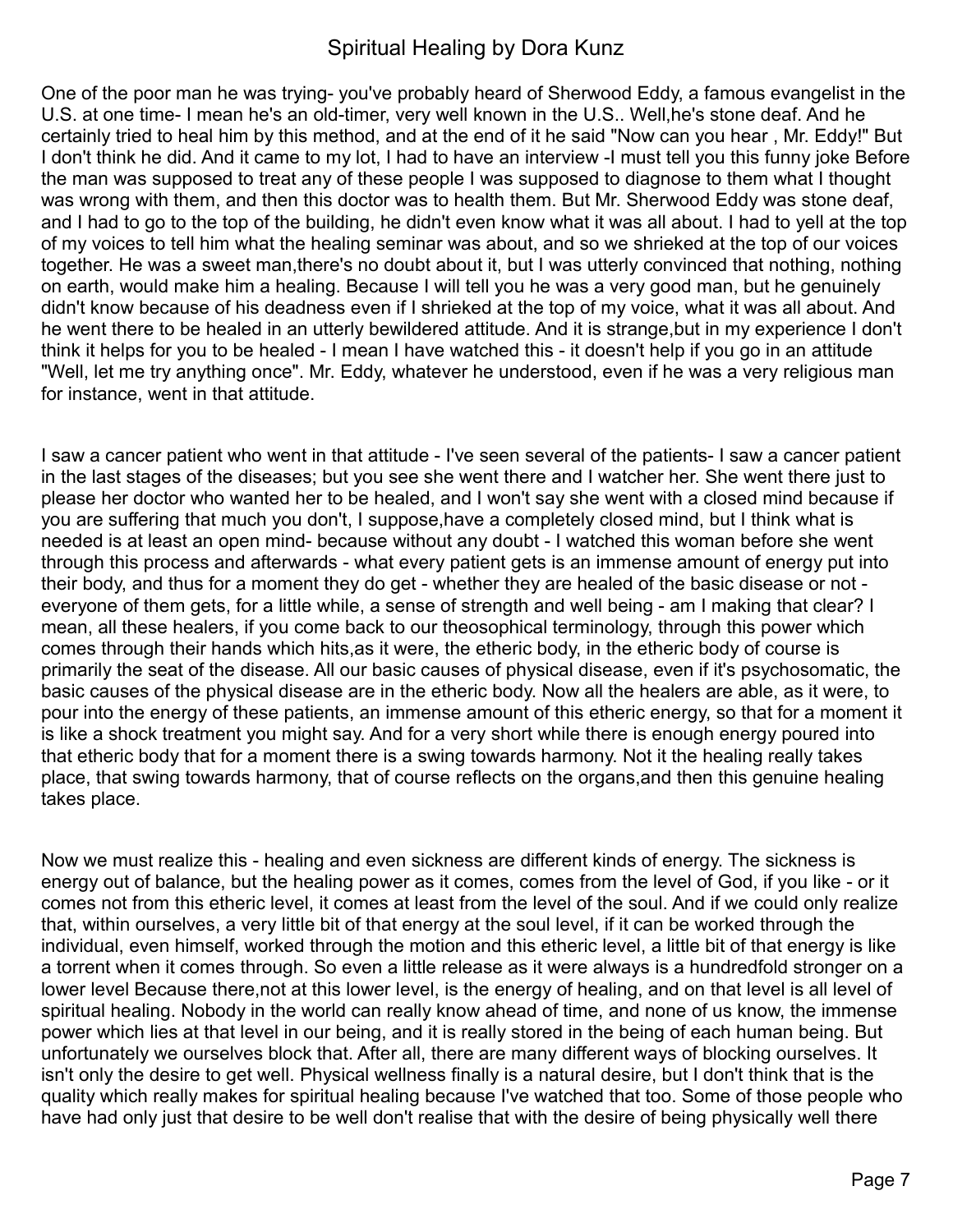One of the poor man he was trying- you've probably heard of Sherwood Eddy, a famous evangelist in the U.S. at one time- I mean he's an old-timer, very well known in the U.S.. Well,he's stone deaf. And he certainly tried to heal him by this method, and at the end of it he said "Now can you hear , Mr. Eddy!" But I don't think he did. And it came to my lot, I had to have an interview -I must tell you this funny joke Before the man was supposed to treat any of these people I was supposed to diagnose to them what I thought was wrong with them, and then this doctor was to health them. But Mr. Sherwood Eddy was stone deaf, and I had to go to the top of the building, he didn't even know what it was all about. I had to yell at the top of my voices to tell him what the healing seminar was about, and so we shrieked at the top of our voices together. He was a sweet man,there's no doubt about it, but I was utterly convinced that nothing, nothing on earth, would make him a healing. Because I will tell you he was a very good man, but he genuinely didn't know because of his deadness even if I shrieked at the top of my voice, what it was all about. And he went there to be healed in an utterly bewildered attitude. And it is strange,but in my experience I don't think it helps for you to be healed - I mean I have watched this - it doesn't help if you go in an attitude "Well, let me try anything once". Mr. Eddy, whatever he understood, even if he was a very religious man for instance, went in that attitude.

I saw a cancer patient who went in that attitude - I've seen several of the patients- I saw a cancer patient in the last stages of the diseases; but you see she went there and I watcher her. She went there just to please her doctor who wanted her to be healed, and I won't say she went with a closed mind because if you are suffering that much you don't, I suppose,have a completely closed mind, but I think what is needed is at least an open mind- because without any doubt - I watched this woman before she went through this process and afterwards - what every patient gets is an immense amount of energy put into their body, and thus for a moment they do get - whether they are healed of the basic disease or not - everyone of them gets, for a little while, a sense of strength and well being - am I making that clear? I mean, all these healers, if you come back to our theosophical terminology, through this power which comes through their hands which hits,as it were, the etheric body, in the etheric body of course is primarily the seat of the disease. All our basic causes of physical disease, even if it's psychosomatic, the basic causes of the physical disease are in the etheric body. Now all the healers are able, as it were, to pour into the energy of these patients, an immense amount of this etheric energy, so that for a moment it is like a shock treatment you might say. And for a very short while there is enough energy poured into that etheric body that for a moment there is a swing towards harmony. Not it the healing really takes place, that swing towards harmony, that of course reflects on the organs,and then this genuine healing takes place.

Now we must realize this - healing and even sickness are different kinds of energy. The sickness is energy out of balance, but the healing power as it comes, comes from the level of God, if you like - or it comes not from this etheric level, it comes at least from the level of the soul. And if we could only realize that, within ourselves, a very little bit of that energy at the soul level, if it can be worked through the individual, even himself, worked through the motion and this etheric level, a little bit of that energy is like a torrent when it comes through. So even a little release as it were always is a hundredfold stronger on a lower level Because there,not at this lower level, is the energy of healing, and on that level is all level of spiritual healing. Nobody in the world can really know ahead of time, and none of us know, the immense power which lies at that level in our being, and it is really stored in the being of each human being. But unfortunately we ourselves block that. After all, there are many different ways of blocking ourselves. It isn't only the desire to get well. Physical wellness finally is a natural desire, but I don't think that is the quality which really makes for spiritual healing because I've watched that too. Some of those people who have had only just that desire to be well don't realise that with the desire of being physically well there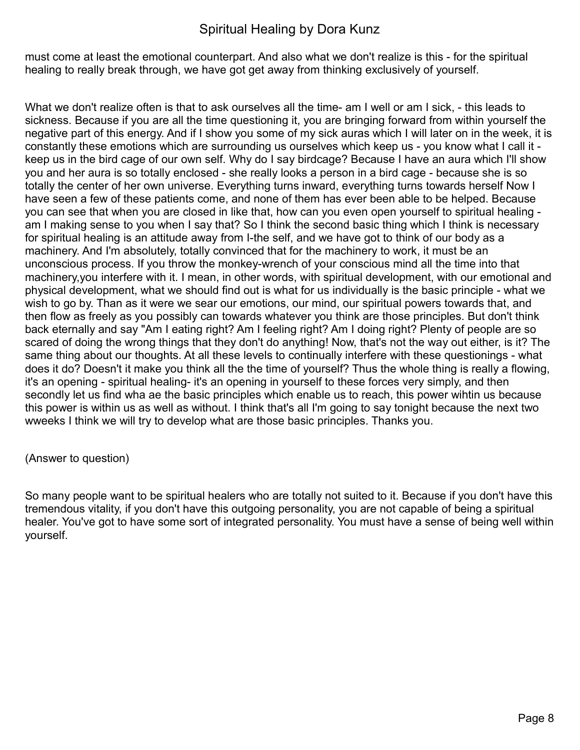must come at least the emotional counterpart. And also what we don't realize is this - for the spiritual healing to really break through, we have got get away from thinking exclusively of yourself.

What we don't realize often is that to ask ourselves all the time- am I well or am I sick, - this leads to sickness. Because if you are all the time questioning it, you are bringing forward from within yourself the negative part of this energy. And if I show you some of my sick auras which I will later on in the week, it is constantly these emotions which are surrounding us ourselves which keep us - you know what I call it - keep us in the bird cage of our own self. Why do I say birdcage? Because I have an aura which I'll show you and her aura is so totally enclosed - she really looks a person in a bird cage - because she is so totally the center of her own universe. Everything turns inward, everything turns towards herself Now I have seen a few of these patients come, and none of them has ever been able to be helped. Because you can see that when you are closed in like that, how can you even open yourself to spiritual healing - am I making sense to you when I say that? So I think the second basic thing which I think is necessary for spiritual healing is an attitude away from I-the self, and we have got to think of our body as a machinery. And I'm absolutely, totally convinced that for the machinery to work, it must be an unconscious process. If you throw the monkey-wrench of your conscious mind all the time into that machinery,you interfere with it. I mean, in other words, with spiritual development, with our emotional and physical development, what we should find out is what for us individually is the basic principle - what we wish to go by. Than as it were we sear our emotions, our mind, our spiritual powers towards that, and then flow as freely as you possibly can towards whatever you think are those principles. But don't think back eternally and say "Am I eating right? Am I feeling right? Am I doing right? Plenty of people are so scared of doing the wrong things that they don't do anything! Now, that's not the way out either, is it? The same thing about our thoughts. At all these levels to continually interfere with these questionings - what does it do? Doesn't it make you think all the the time of yourself? Thus the whole thing is really a flowing, it's an opening - spiritual healing- it's an opening in yourself to these forces very simply, and then secondly let us find wha ae the basic principles which enable us to reach, this power wihtin us because this power is within us as well as without. I think that's all I'm going to say tonight because the next two wweeks I think we will try to develop what are those basic principles. Thanks you.

(Answer to question)

So many people want to be spiritual healers who are totally not suited to it. Because if you don't have this tremendous vitality, if you don't have this outgoing personality, you are not capable of being a spiritual healer. You've got to have some sort of integrated personality. You must have a sense of being well within yourself.